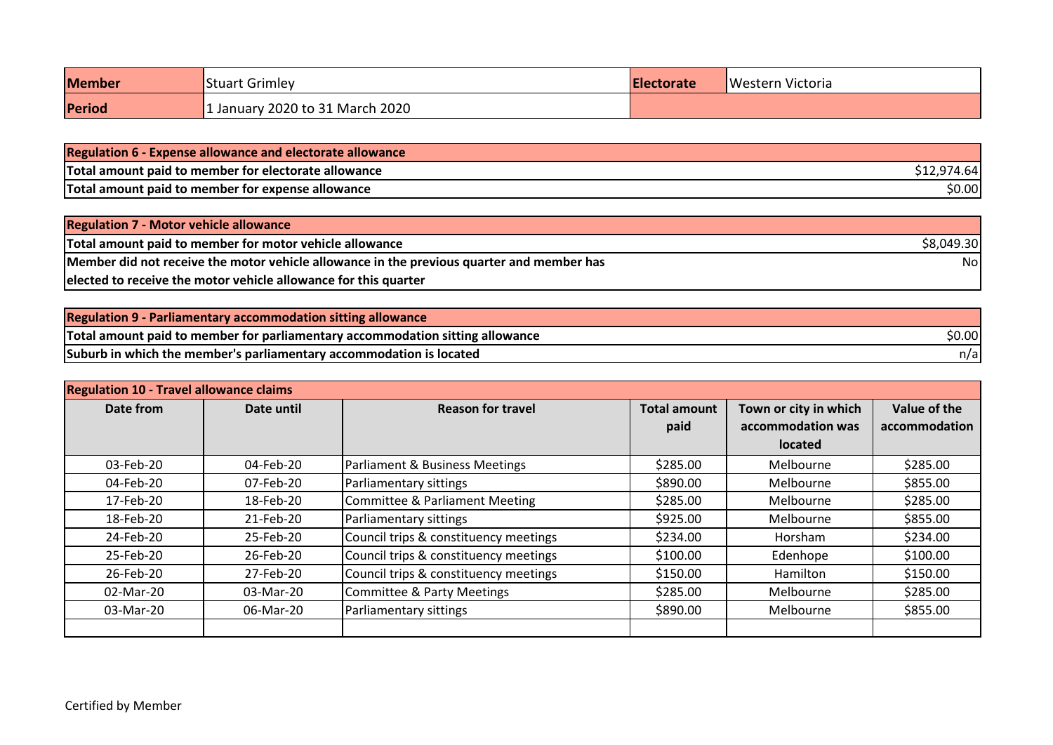| Member | Stuart Grimley | Electorate | Western Victoria |
|---|---|---|---|
| Period | 1 January 2020 to 31 March 2020 | | |

| Regulation 6 - Expense allowance and electorate allowance | |
|---|---|
| Total amount paid to member for electorate allowance | $12,974.64 |
| Total amount paid to member for expense allowance | $0.00 |

| Regulation 7 - Motor vehicle allowance | |
|---|---|
| Total amount paid to member for motor vehicle allowance | $8,049.30 |
| Member did not receive the motor vehicle allowance in the previous quarter and member has elected to receive the motor vehicle allowance for this quarter | No |

| Regulation 9 - Parliamentary accommodation sitting allowance | |
|---|---|
| Total amount paid to member for parliamentary accommodation sitting allowance | $0.00 |
| Suburb in which the member's parliamentary accommodation is located | n/a |

**Regulation 10 - Travel allowance claims**

| Date from | Date until | Reason for travel | Total amount paid | Town or city in which accommodation was located | Value of the accommodation |
|---|---|---|---|---|---|
| 03-Feb-20 | 04-Feb-20 | Parliament & Business Meetings | $285.00 | Melbourne | $285.00 |
| 04-Feb-20 | 07-Feb-20 | Parliamentary sittings | $890.00 | Melbourne | $855.00 |
| 17-Feb-20 | 18-Feb-20 | Committee & Parliament Meeting | $285.00 | Melbourne | $285.00 |
| 18-Feb-20 | 21-Feb-20 | Parliamentary sittings | $925.00 | Melbourne | $855.00 |
| 24-Feb-20 | 25-Feb-20 | Council trips & constituency meetings | $234.00 | Horsham | $234.00 |
| 25-Feb-20 | 26-Feb-20 | Council trips & constituency meetings | $100.00 | Edenhope | $100.00 |
| 26-Feb-20 | 27-Feb-20 | Council trips & constituency meetings | $150.00 | Hamilton | $150.00 |
| 02-Mar-20 | 03-Mar-20 | Committee & Party Meetings | $285.00 | Melbourne | $285.00 |
| 03-Mar-20 | 06-Mar-20 | Parliamentary sittings | $890.00 | Melbourne | $855.00 |
| | | | | | |

Certified by Member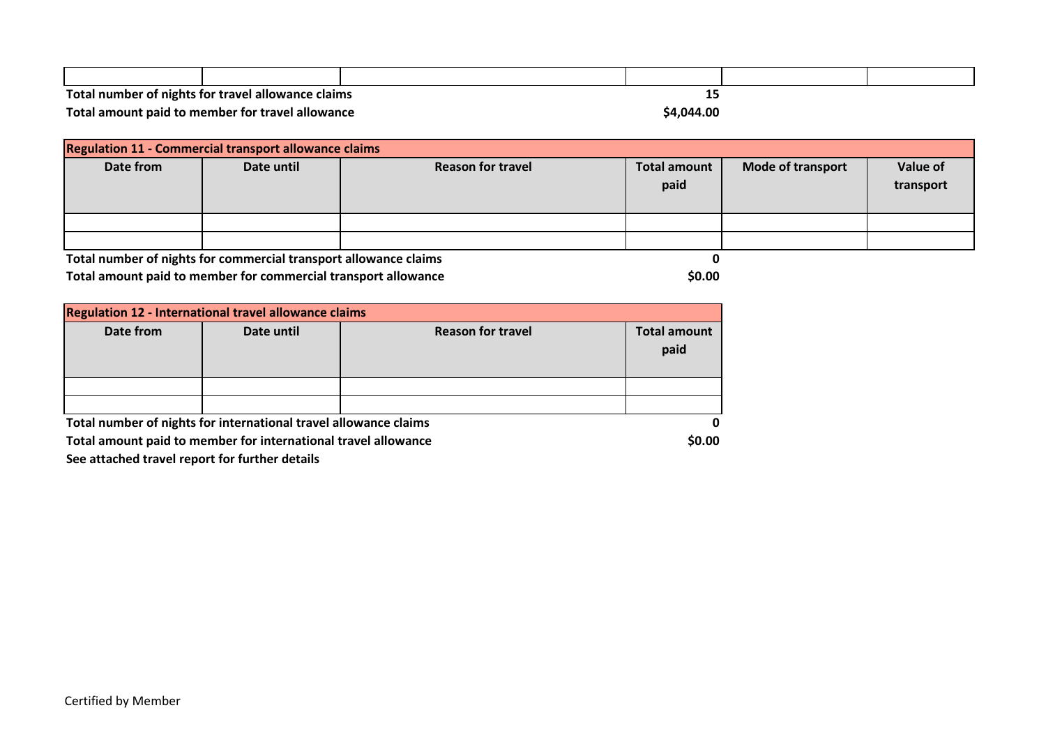| | | | | | |
|---|---|---|---|---|---|
| | | | | | |

**Total number of nights for travel allowance claims** **15**

**Total amount paid to member for travel allowance** **$4,044.00**

| Regulation 11 - Commercial transport allowance claims | | | | | |
|---|---|---|---|---|---|
| **Date from** | **Date until** | **Reason for travel** | **Total amount paid** | **Mode of transport** | **Value of transport** |
| | | | | | |
| | | | | | |

**Total number of nights for commercial transport allowance claims** **0**

**Total amount paid to member for commercial transport allowance** **$0.00**

| Regulation 12 - International travel allowance claims | | | |
|---|---|---|---|
| **Date from** | **Date until** | **Reason for travel** | **Total amount paid** |
| | | | |
| | | | |

**Total number of nights for international travel allowance claims** **0**

**Total amount paid to member for international travel allowance** **$0.00**

**See attached travel report for further details**

Certified by Member